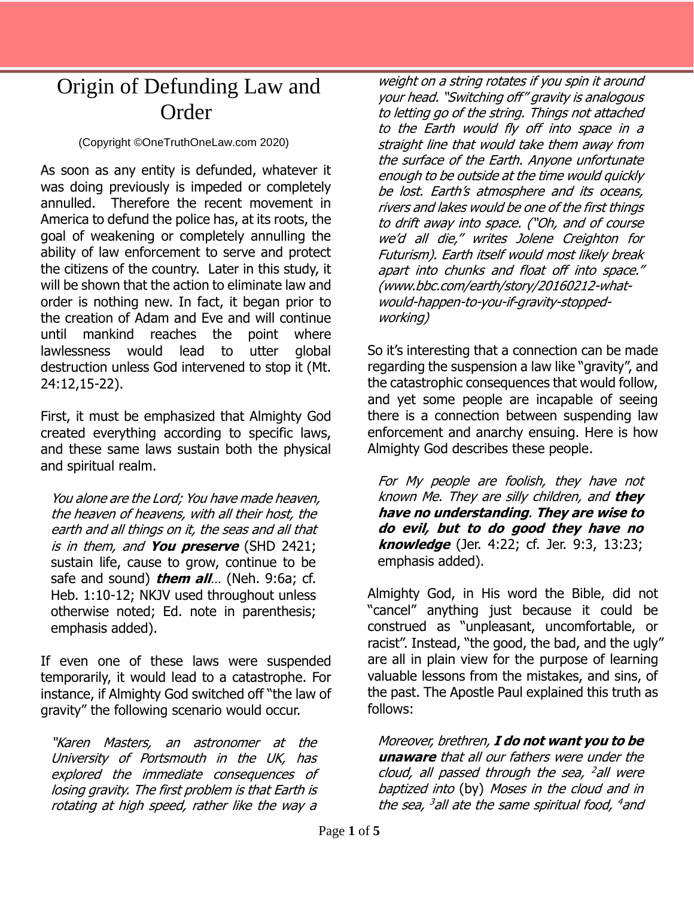# Origin of Defunding Law and Order

(Copyright ©OneTruthOneLaw.com 2020)

As soon as any entity is defunded, whatever it was doing previously is impeded or completely annulled. Therefore the recent movement in America to defund the police has, at its roots, the goal of weakening or completely annulling the ability of law enforcement to serve and protect the citizens of the country. Later in this study, it will be shown that the action to eliminate law and order is nothing new. In fact, it began prior to the creation of Adam and Eve and will continue until mankind reaches the point where lawlessness would lead to utter global destruction unless God intervened to stop it (Mt. 24:12,15-22).

First, it must be emphasized that Almighty God created everything according to specific laws, and these same laws sustain both the physical and spiritual realm.

> *You alone are the Lord; You have made heaven, the heaven of heavens, with all their host, the earth and all things on it, the seas and all that is in them, and **You preserve*** (SHD 2421; sustain life, cause to grow, continue to be safe and sound) ***them all**…* (Neh. 9:6a; cf. Heb. 1:10-12; NKJV used throughout unless otherwise noted; Ed. note in parenthesis; emphasis added).

If even one of these laws were suspended temporarily, it would lead to a catastrophe. For instance, if Almighty God switched off "the law of gravity" the following scenario would occur.

> *"Karen Masters, an astronomer at the University of Portsmouth in the UK, has explored the immediate consequences of losing gravity. The first problem is that Earth is rotating at high speed, rather like the way a weight on a string rotates if you spin it around your head. "Switching off" gravity is analogous to letting go of the string. Things not attached to the Earth would fly off into space in a straight line that would take them away from the surface of the Earth. Anyone unfortunate enough to be outside at the time would quickly be lost. Earth's atmosphere and its oceans, rivers and lakes would be one of the first things to drift away into space. ("Oh, and of course we'd all die," writes Jolene Creighton for Futurism). Earth itself would most likely break apart into chunks and float off into space." (www.bbc.com/earth/story/20160212-what-would-happen-to-you-if-gravity-stopped-working)*

So it's interesting that a connection can be made regarding the suspension a law like "gravity", and the catastrophic consequences that would follow, and yet some people are incapable of seeing there is a connection between suspending law enforcement and anarchy ensuing. Here is how Almighty God describes these people.

> *For My people are foolish, they have not known Me. They are silly children, and **they have no understanding**. **They are wise to do evil, but to do good they have no knowledge*** (Jer. 4:22; cf. Jer. 9:3, 13:23; emphasis added).

Almighty God, in His word the Bible, did not "cancel" anything just because it could be construed as "unpleasant, uncomfortable, or racist". Instead, "the good, the bad, and the ugly" are all in plain view for the purpose of learning valuable lessons from the mistakes, and sins, of the past. The Apostle Paul explained this truth as follows:

> *Moreover, brethren, **I do not want you to be unaware** that all our fathers were under the cloud, all passed through the sea, [2]all were baptized into* (by) *Moses in the cloud and in the sea, [3]all ate the same spiritual food, [4]and*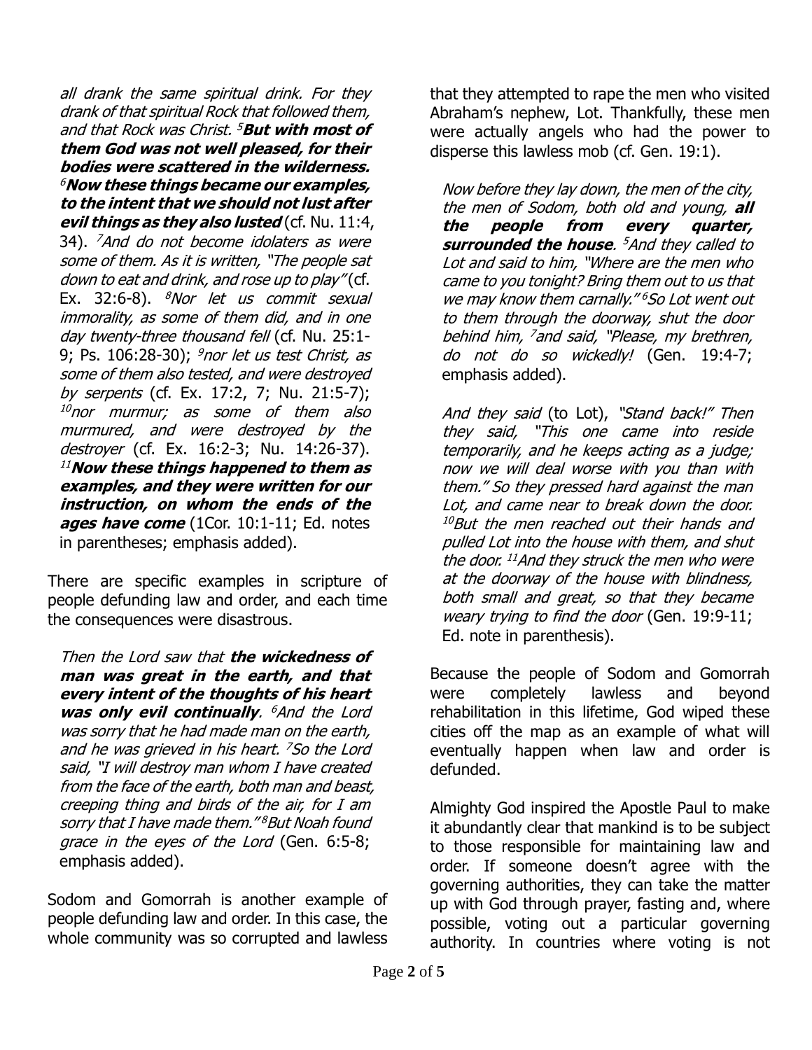*all drank the same spiritual drink. For they drank of that spiritual Rock that followed them, and that Rock was Christ.* [5]***But with most of them God was not well pleased, for their bodies were scattered in the wilderness.*** [6]***Now these things became our examples, to the intent that we should not lust after evil things as they also lusted*** (cf. Nu. 11:4, 34). [7]*And do not become idolaters as were some of them. As it is written, "The people sat down to eat and drink, and rose up to play"* (cf. Ex. 32:6-8). [8]*Nor let us commit sexual immorality, as some of them did, and in one day twenty-three thousand fell* (cf. Nu. 25:1-9; Ps. 106:28-30); [9]*nor let us test Christ, as some of them also tested, and were destroyed by serpents* (cf. Ex. 17:2, 7; Nu. 21:5-7); [10]*nor murmur; as some of them also murmured, and were destroyed by the destroyer* (cf. Ex. 16:2-3; Nu. 14:26-37). [11]***Now these things happened to them as examples, and they were written for our instruction, on whom the ends of the ages have come*** (1Cor. 10:1-11; Ed. notes in parentheses; emphasis added).

There are specific examples in scripture of people defunding law and order, and each time the consequences were disastrous.

*Then the Lord saw that* ***the wickedness of man was great in the earth, and that every intent of the thoughts of his heart was only evil continually****.* [6]*And the Lord was sorry that he had made man on the earth, and he was grieved in his heart.* [7]*So the Lord said, "I will destroy man whom I have created from the face of the earth, both man and beast, creeping thing and birds of the air, for I am sorry that I have made them."* [8]*But Noah found grace in the eyes of the Lord* (Gen. 6:5-8; emphasis added).

Sodom and Gomorrah is another example of people defunding law and order. In this case, the whole community was so corrupted and lawless that they attempted to rape the men who visited Abraham's nephew, Lot. Thankfully, these men were actually angels who had the power to disperse this lawless mob (cf. Gen. 19:1).

*Now before they lay down, the men of the city, the men of Sodom, both old and young,* ***all the people from every quarter, surrounded the house****.* [5]*And they called to Lot and said to him, "Where are the men who came to you tonight? Bring them out to us that we may know them carnally."* [6]*So Lot went out to them through the doorway, shut the door behind him,* [7]*and said, "Please, my brethren, do not do so wickedly!* (Gen. 19:4-7; emphasis added).

*And they said* (to Lot), *"Stand back!" Then they said, "This one came in to reside temporarily, and he keeps acting as a judge; now we will deal worse with you than with them." So they pressed hard against the man Lot, and came near to break down the door.* [10]*But the men reached out their hands and pulled Lot into the house with them, and shut the door.* [11]*And they struck the men who were at the doorway of the house with blindness, both small and great, so that they became weary trying to find the door* (Gen. 19:9-11; Ed. note in parenthesis).

Because the people of Sodom and Gomorrah were completely lawless and beyond rehabilitation in this lifetime, God wiped these cities off the map as an example of what will eventually happen when law and order is defunded.

Almighty God inspired the Apostle Paul to make it abundantly clear that mankind is to be subject to those responsible for maintaining law and order. If someone doesn't agree with the governing authorities, they can take the matter up with God through prayer, fasting and, where possible, voting out a particular governing authority. In countries where voting is not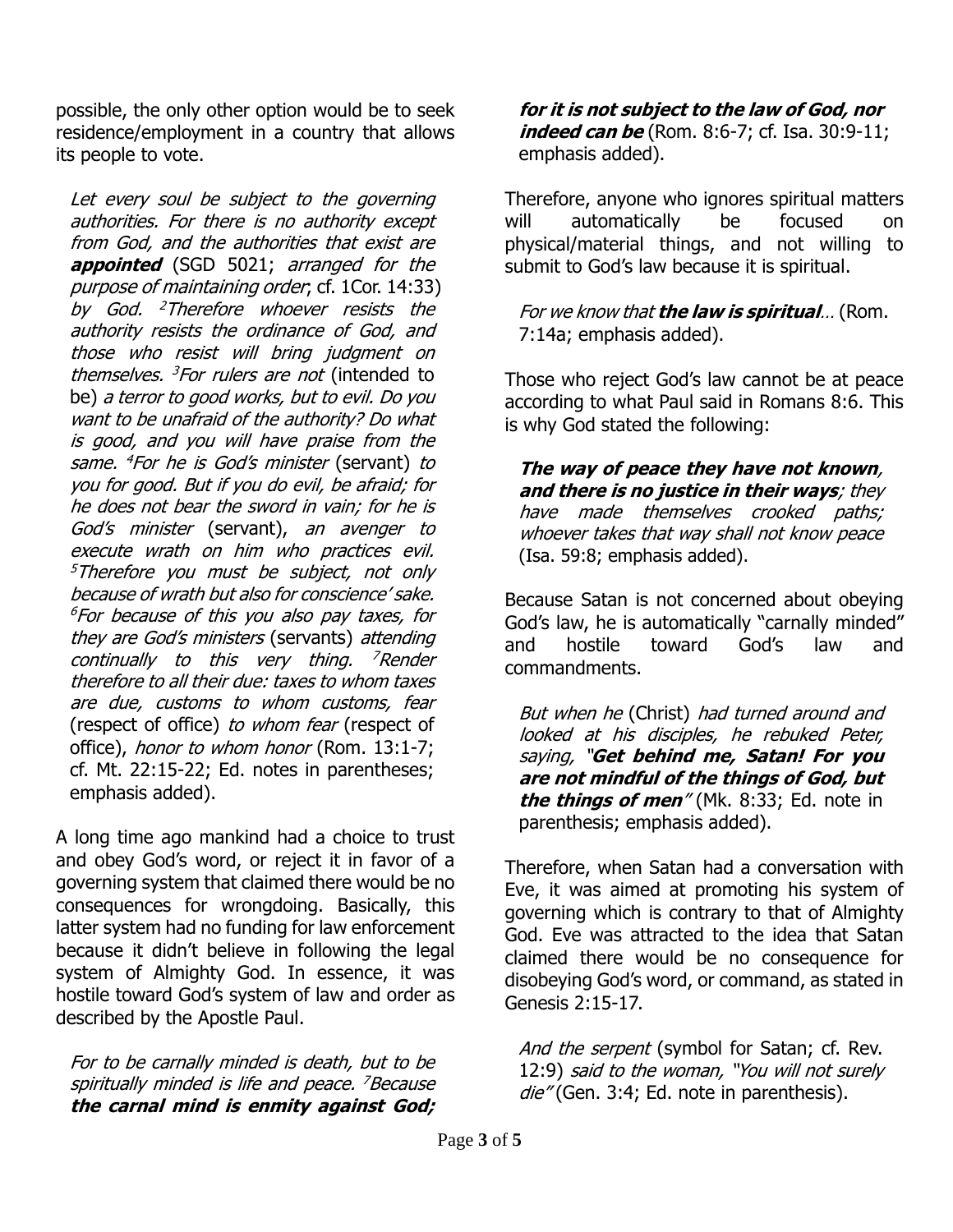possible, the only other option would be to seek residence/employment in a country that allows its people to vote.

> *Let every soul be subject to the governing authorities. For there is no authority except from God, and the authorities that exist are* ***appointed*** (SGD 5021; *arranged for the purpose of maintaining order*; cf. 1Cor. 14:33) *by God.* [2]*Therefore whoever resists the authority resists the ordinance of God, and those who resist will bring judgment on themselves.* [3]*For rulers are not* (intended to be) *a terror to good works, but to evil. Do you want to be unafraid of the authority? Do what is good, and you will have praise from the same.* [4]*For he is God's minister* (servant) *to you for good. But if you do evil, be afraid; for he does not bear the sword in vain; for he is God's minister* (servant), *an avenger to execute wrath on him who practices evil.* [5]*Therefore you must be subject, not only because of wrath but also for conscience' sake.* [6]*For because of this you also pay taxes, for they are God's ministers* (servants) *attending continually to this very thing.* [7]*Render therefore to all their due: taxes to whom taxes are due, customs to whom customs, fear* (respect of office) *to whom fear* (respect of office), *honor to whom honor* (Rom. 13:1-7; cf. Mt. 22:15-22; Ed. notes in parentheses; emphasis added).

A long time ago mankind had a choice to trust and obey God's word, or reject it in favor of a governing system that claimed there would be no consequences for wrongdoing. Basically, this latter system had no funding for law enforcement because it didn't believe in following the legal system of Almighty God. In essence, it was hostile toward God's system of law and order as described by the Apostle Paul.

> *For to be carnally minded is death, but to be spiritually minded is life and peace.* [7]*Because* ***the carnal mind is enmity against God; for it is not subject to the law of God, nor indeed can be*** (Rom. 8:6-7; cf. Isa. 30:9-11; emphasis added).

Therefore, anyone who ignores spiritual matters will automatically be focused on physical/material things, and not willing to submit to God's law because it is spiritual.

> *For we know that* ***the law is spiritual****…* (Rom. 7:14a; emphasis added).

Those who reject God's law cannot be at peace according to what Paul said in Romans 8:6. This is why God stated the following:

> ***The way of peace they have not known, and there is no justice in their ways****; they have made themselves crooked paths; whoever takes that way shall not know peace* (Isa. 59:8; emphasis added).

Because Satan is not concerned about obeying God's law, he is automatically "carnally minded" and hostile toward God's law and commandments.

> *But when he* (Christ) *had turned around and looked at his disciples, he rebuked Peter, saying, "****Get behind me, Satan! For you are not mindful of the things of God, but the things of men****"* (Mk. 8:33; Ed. note in parenthesis; emphasis added).

Therefore, when Satan had a conversation with Eve, it was aimed at promoting his system of governing which is contrary to that of Almighty God. Eve was attracted to the idea that Satan claimed there would be no consequence for disobeying God's word, or command, as stated in Genesis 2:15-17.

> *And the serpent* (symbol for Satan; cf. Rev. 12:9) *said to the woman, "You will not surely die"* (Gen. 3:4; Ed. note in parenthesis).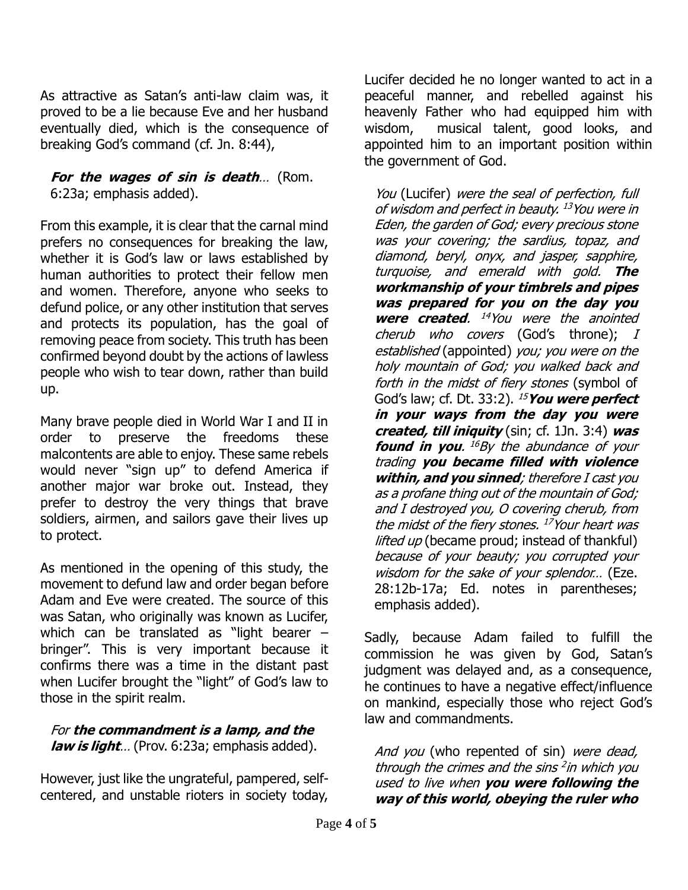As attractive as Satan's anti-law claim was, it proved to be a lie because Eve and her husband eventually died, which is the consequence of breaking God's command (cf. Jn. 8:44),

> ***For the wages of sin is death**…* (Rom. 6:23a; emphasis added).

From this example, it is clear that the carnal mind prefers no consequences for breaking the law, whether it is God's law or laws established by human authorities to protect their fellow men and women. Therefore, anyone who seeks to defund police, or any other institution that serves and protects its population, has the goal of removing peace from society. This truth has been confirmed beyond doubt by the actions of lawless people who wish to tear down, rather than build up.

Many brave people died in World War I and II in order to preserve the freedoms these malcontents are able to enjoy. These same rebels would never "sign up" to defend America if another major war broke out. Instead, they prefer to destroy the very things that brave soldiers, airmen, and sailors gave their lives up to protect.

As mentioned in the opening of this study, the movement to defund law and order began before Adam and Eve were created. The source of this was Satan, who originally was known as Lucifer, which can be translated as "light bearer – bringer". This is very important because it confirms there was a time in the distant past when Lucifer brought the "light" of God's law to those in the spirit realm.

> *For **the commandment is a lamp, and the law is light**…* (Prov. 6:23a; emphasis added).

However, just like the ungrateful, pampered, self-centered, and unstable rioters in society today, Lucifer decided he no longer wanted to act in a peaceful manner, and rebelled against his heavenly Father who had equipped him with wisdom, musical talent, good looks, and appointed him to an important position within the government of God.

> *You* (Lucifer) *were the seal of perfection, full of wisdom and perfect in beauty. [13] You were in Eden, the garden of God; every precious stone was your covering; the sardius, topaz, and diamond, beryl, onyx, and jasper, sapphire, turquoise, and emerald with gold. **The workmanship of your timbrels and pipes was prepared for you on the day you were created**. [14] You were the anointed cherub who covers* (God's throne); *I established* (appointed) *you; you were on the holy mountain of God; you walked back and forth in the midst of fiery stones* (symbol of God's law; cf. Dt. 33:2). *[15] **You were perfect in your ways from the day you were created, till iniquity*** (sin; cf. 1Jn. 3:4) ***was found in you**. [16] By the abundance of your trading **you became filled with violence within, and you sinned**; therefore I cast you as a profane thing out of the mountain of God; and I destroyed you, O covering cherub, from the midst of the fiery stones. [17] Your heart was lifted up* (became proud; instead of thankful) *because of your beauty; you corrupted your wisdom for the sake of your splendor…* (Eze. 28:12b-17a; Ed. notes in parentheses; emphasis added).

Sadly, because Adam failed to fulfill the commission he was given by God, Satan's judgment was delayed and, as a consequence, he continues to have a negative effect/influence on mankind, especially those who reject God's law and commandments.

> *And you* (who repented of sin) *were dead, through the crimes and the sins [2] in which you used to live when **you were following the way of this world, obeying the ruler who***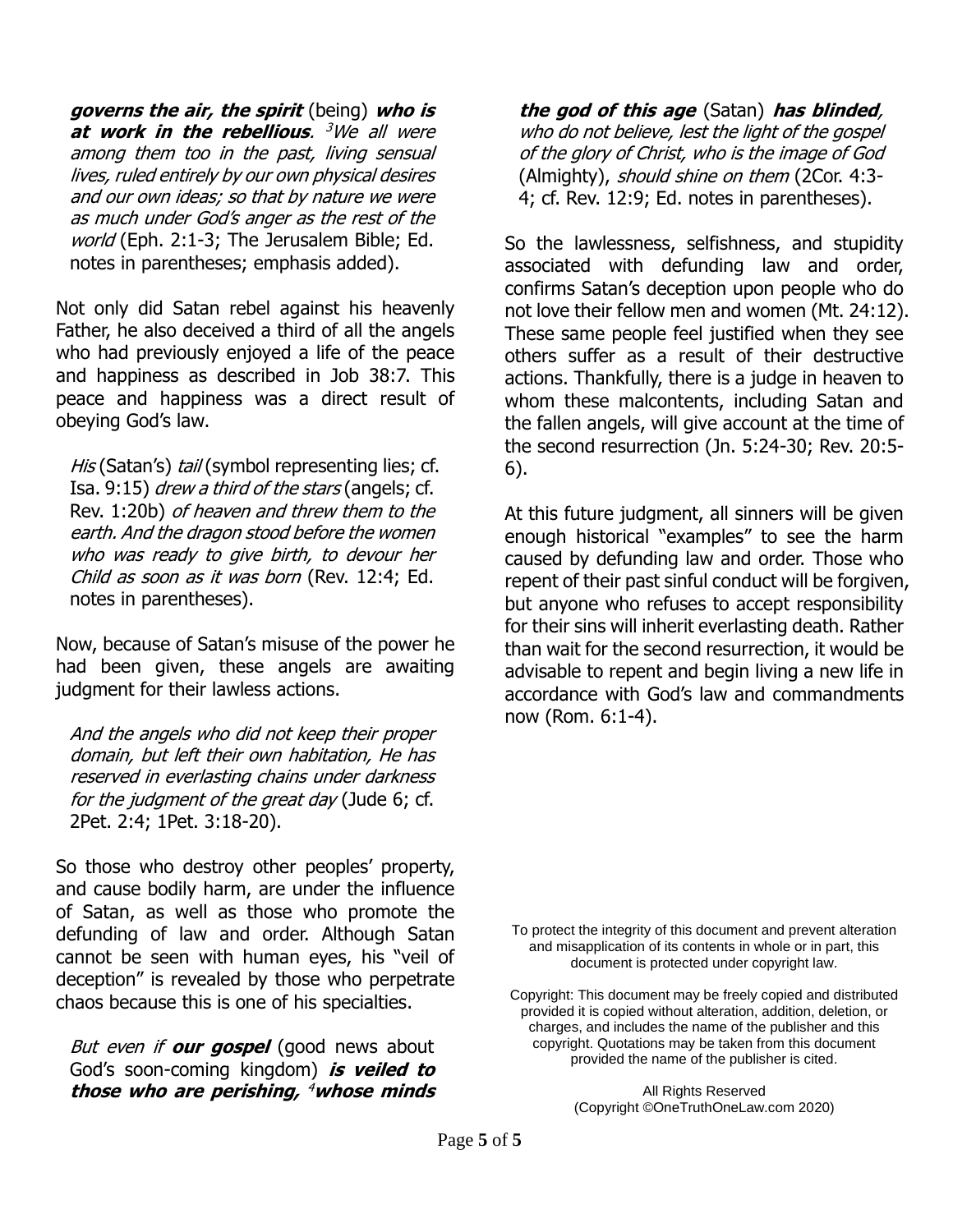***governs the air, the spirit*** (being) ***who is at work in the rebellious****. [3]We all were among them too in the past, living sensual lives, ruled entirely by our own physical desires and our own ideas; so that by nature we were as much under God's anger as the rest of the world* (Eph. 2:1-3; The Jerusalem Bible; Ed. notes in parentheses; emphasis added).

Not only did Satan rebel against his heavenly Father, he also deceived a third of all the angels who had previously enjoyed a life of the peace and happiness as described in Job 38:7. This peace and happiness was a direct result of obeying God's law.

*His* (Satan's) *tail* (symbol representing lies; cf. Isa. 9:15) *drew a third of the stars* (angels; cf. Rev. 1:20b) *of heaven and threw them to the earth. And the dragon stood before the women who was ready to give birth, to devour her Child as soon as it was born* (Rev. 12:4; Ed. notes in parentheses).

Now, because of Satan's misuse of the power he had been given, these angels are awaiting judgment for their lawless actions.

*And the angels who did not keep their proper domain, but left their own habitation, He has reserved in everlasting chains under darkness for the judgment of the great day* (Jude 6; cf. 2Pet. 2:4; 1Pet. 3:18-20).

So those who destroy other peoples' property, and cause bodily harm, are under the influence of Satan, as well as those who promote the defunding of law and order. Although Satan cannot be seen with human eyes, his "veil of deception" is revealed by those who perpetrate chaos because this is one of his specialties.

*But even if* ***our gospel*** (good news about God's soon-coming kingdom) ***is veiled to those who are perishing, [4]whose minds the god of this age*** (Satan) ***has blinded****, who do not believe, lest the light of the gospel of the glory of Christ, who is the image of God* (Almighty), *should shine on them* (2Cor. 4:3-4; cf. Rev. 12:9; Ed. notes in parentheses).

So the lawlessness, selfishness, and stupidity associated with defunding law and order, confirms Satan's deception upon people who do not love their fellow men and women (Mt. 24:12). These same people feel justified when they see others suffer as a result of their destructive actions. Thankfully, there is a judge in heaven to whom these malcontents, including Satan and the fallen angels, will give account at the time of the second resurrection (Jn. 5:24-30; Rev. 20:5-6).

At this future judgment, all sinners will be given enough historical "examples" to see the harm caused by defunding law and order. Those who repent of their past sinful conduct will be forgiven, but anyone who refuses to accept responsibility for their sins will inherit everlasting death. Rather than wait for the second resurrection, it would be advisable to repent and begin living a new life in accordance with God's law and commandments now (Rom. 6:1-4).

To protect the integrity of this document and prevent alteration and misapplication of its contents in whole or in part, this document is protected under copyright law.

Copyright: This document may be freely copied and distributed provided it is copied without alteration, addition, deletion, or charges, and includes the name of the publisher and this copyright. Quotations may be taken from this document provided the name of the publisher is cited.

All Rights Reserved
(Copyright ©OneTruthOneLaw.com 2020)